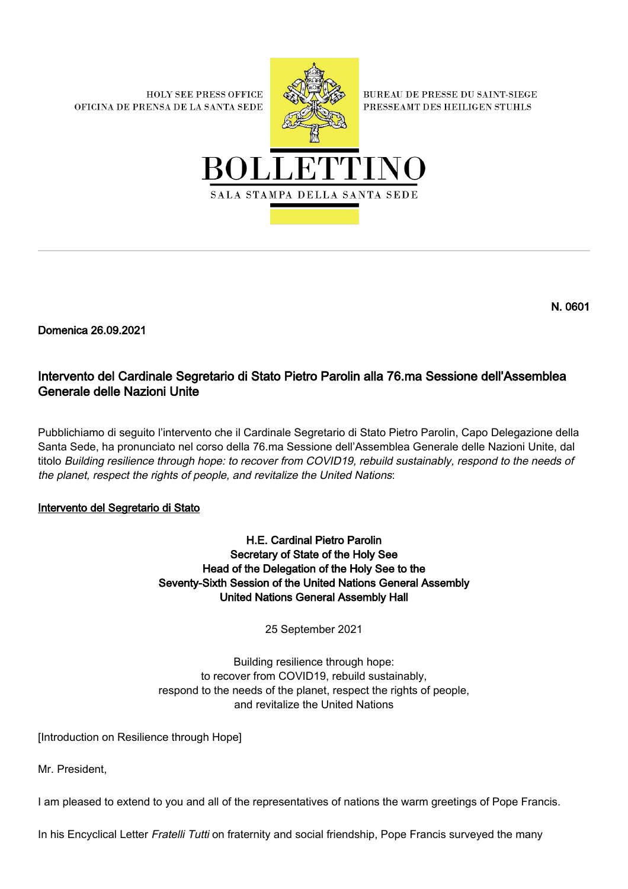HOLY SEE PRESS OFFICE
OFICINA DE PRENSA DE LA SANTA SEDE

BUREAU DE PRESSE DU SAINT-SIEGE
PRESSEAMT DES HEILIGEN STUHLS

# BOLLETTINO

SALA STAMPA DELLA SANTA SEDE

---

**N. 0601**

**Domenica 26.09.2021**

## Intervento del Cardinale Segretario di Stato Pietro Parolin alla 76.ma Sessione dell'Assemblea Generale delle Nazioni Unite

Pubblichiamo di seguito l'intervento che il Cardinale Segretario di Stato Pietro Parolin, Capo Delegazione della Santa Sede, ha pronunciato nel corso della 76.ma Sessione dell'Assemblea Generale delle Nazioni Unite, dal titolo *Building resilience through hope: to recover from COVID19, rebuild sustainably, respond to the needs of the planet, respect the rights of people, and revitalize the United Nations*:

**Intervento del Segretario di Stato**

**H.E. Cardinal Pietro Parolin**
**Secretary of State of the Holy See**
**Head of the Delegation of the Holy See to the**
**Seventy-Sixth Session of the United Nations General Assembly**
**United Nations General Assembly Hall**

25 September 2021

Building resilience through hope:
to recover from COVID19, rebuild sustainably,
respond to the needs of the planet, respect the rights of people,
and revitalize the United Nations

[Introduction on Resilience through Hope]

Mr. President,

I am pleased to extend to you and all of the representatives of nations the warm greetings of Pope Francis.

In his Encyclical Letter *Fratelli Tutti* on fraternity and social friendship, Pope Francis surveyed the many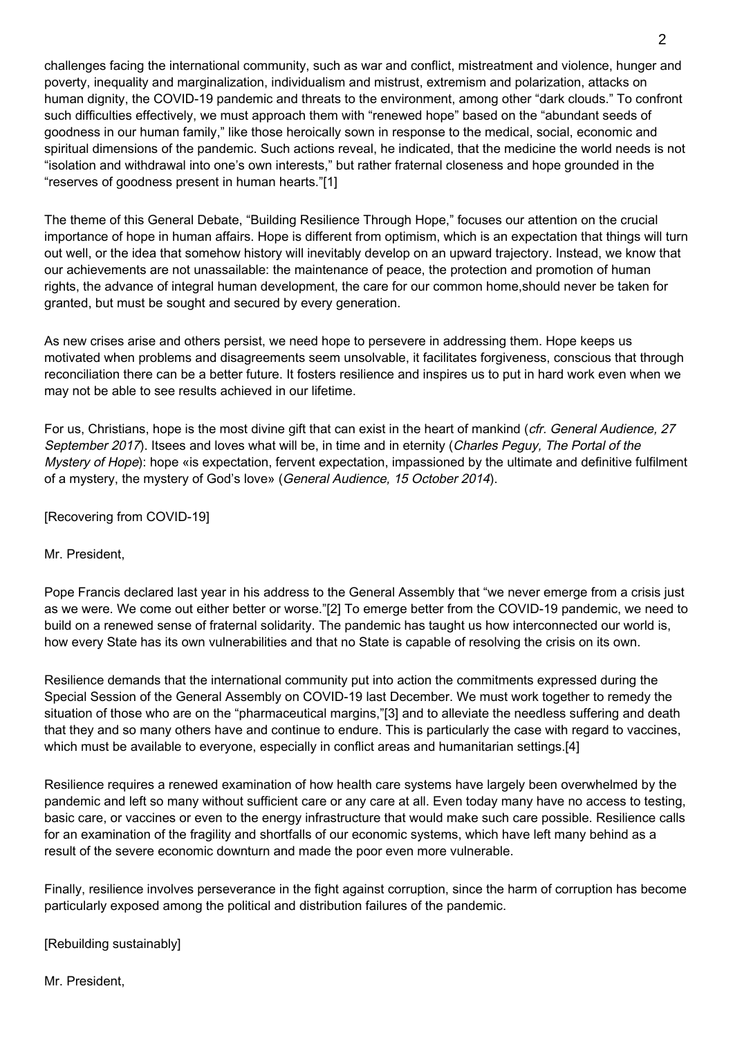challenges facing the international community, such as war and conflict, mistreatment and violence, hunger and poverty, inequality and marginalization, individualism and mistrust, extremism and polarization, attacks on human dignity, the COVID-19 pandemic and threats to the environment, among other "dark clouds." To confront such difficulties effectively, we must approach them with "renewed hope" based on the "abundant seeds of goodness in our human family," like those heroically sown in response to the medical, social, economic and spiritual dimensions of the pandemic. Such actions reveal, he indicated, that the medicine the world needs is not "isolation and withdrawal into one's own interests," but rather fraternal closeness and hope grounded in the "reserves of goodness present in human hearts."[1]

The theme of this General Debate, "Building Resilience Through Hope," focuses our attention on the crucial importance of hope in human affairs. Hope is different from optimism, which is an expectation that things will turn out well, or the idea that somehow history will inevitably develop on an upward trajectory. Instead, we know that our achievements are not unassailable: the maintenance of peace, the protection and promotion of human rights, the advance of integral human development, the care for our common home,should never be taken for granted, but must be sought and secured by every generation.

As new crises arise and others persist, we need hope to persevere in addressing them. Hope keeps us motivated when problems and disagreements seem unsolvable, it facilitates forgiveness, conscious that through reconciliation there can be a better future. It fosters resilience and inspires us to put in hard work even when we may not be able to see results achieved in our lifetime.

For us, Christians, hope is the most divine gift that can exist in the heart of mankind (*cfr. General Audience, 27 September 2017*). Itsees and loves what will be, in time and in eternity (*Charles Peguy, The Portal of the Mystery of Hope*): hope «is expectation, fervent expectation, impassioned by the ultimate and definitive fulfilment of a mystery, the mystery of God's love» (*General Audience, 15 October 2014*).

[Recovering from COVID-19]

Mr. President,

Pope Francis declared last year in his address to the General Assembly that "we never emerge from a crisis just as we were. We come out either better or worse."[2] To emerge better from the COVID-19 pandemic, we need to build on a renewed sense of fraternal solidarity. The pandemic has taught us how interconnected our world is, how every State has its own vulnerabilities and that no State is capable of resolving the crisis on its own.

Resilience demands that the international community put into action the commitments expressed during the Special Session of the General Assembly on COVID-19 last December. We must work together to remedy the situation of those who are on the "pharmaceutical margins,"[3] and to alleviate the needless suffering and death that they and so many others have and continue to endure. This is particularly the case with regard to vaccines, which must be available to everyone, especially in conflict areas and humanitarian settings.[4]

Resilience requires a renewed examination of how health care systems have largely been overwhelmed by the pandemic and left so many without sufficient care or any care at all. Even today many have no access to testing, basic care, or vaccines or even to the energy infrastructure that would make such care possible. Resilience calls for an examination of the fragility and shortfalls of our economic systems, which have left many behind as a result of the severe economic downturn and made the poor even more vulnerable.

Finally, resilience involves perseverance in the fight against corruption, since the harm of corruption has become particularly exposed among the political and distribution failures of the pandemic.

[Rebuilding sustainably]

Mr. President,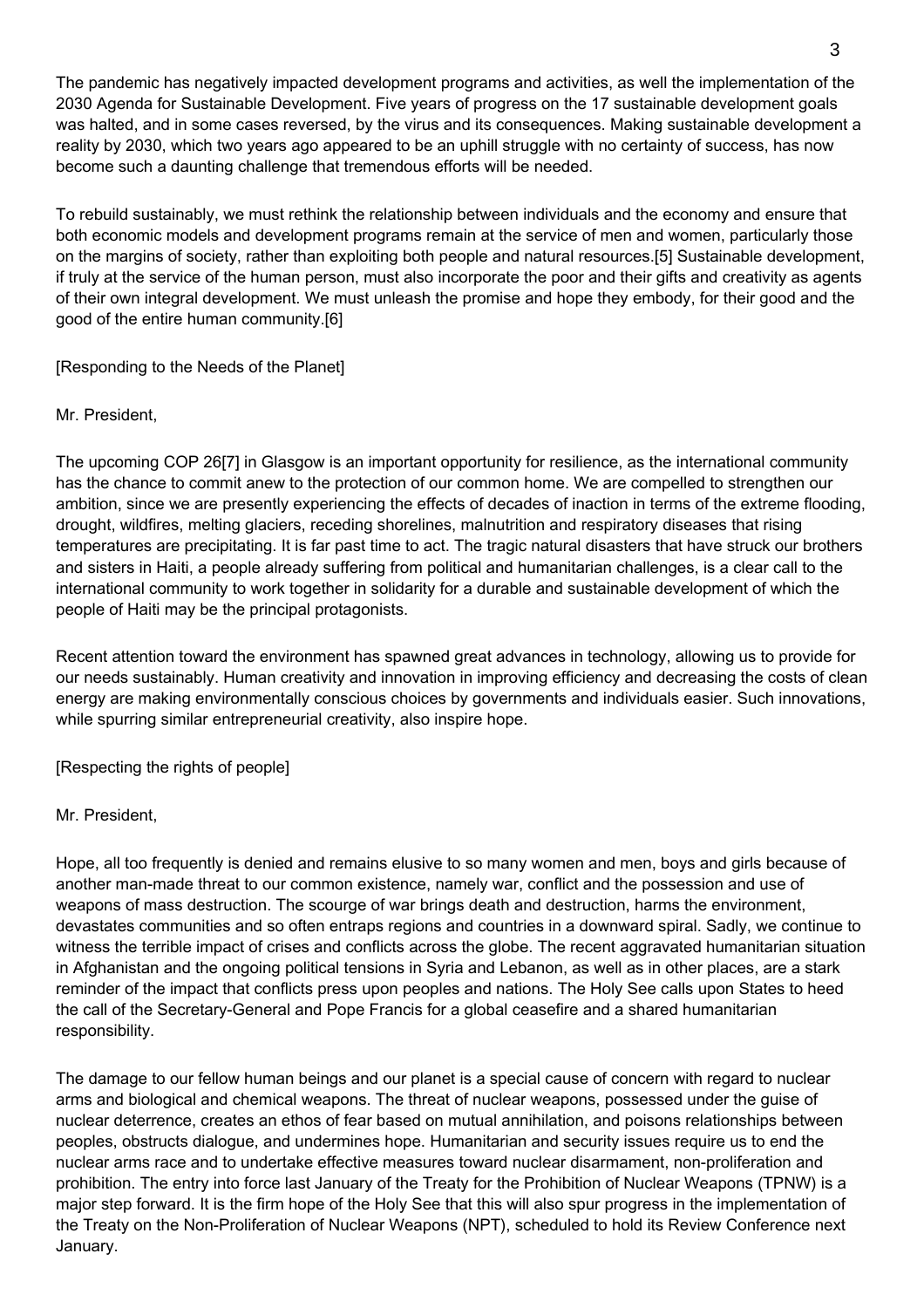The pandemic has negatively impacted development programs and activities, as well the implementation of the 2030 Agenda for Sustainable Development. Five years of progress on the 17 sustainable development goals was halted, and in some cases reversed, by the virus and its consequences. Making sustainable development a reality by 2030, which two years ago appeared to be an uphill struggle with no certainty of success, has now become such a daunting challenge that tremendous efforts will be needed.

To rebuild sustainably, we must rethink the relationship between individuals and the economy and ensure that both economic models and development programs remain at the service of men and women, particularly those on the margins of society, rather than exploiting both people and natural resources.[5] Sustainable development, if truly at the service of the human person, must also incorporate the poor and their gifts and creativity as agents of their own integral development. We must unleash the promise and hope they embody, for their good and the good of the entire human community.[6]

[Responding to the Needs of the Planet]

Mr. President,

The upcoming COP 26[7] in Glasgow is an important opportunity for resilience, as the international community has the chance to commit anew to the protection of our common home. We are compelled to strengthen our ambition, since we are presently experiencing the effects of decades of inaction in terms of the extreme flooding, drought, wildfires, melting glaciers, receding shorelines, malnutrition and respiratory diseases that rising temperatures are precipitating. It is far past time to act. The tragic natural disasters that have struck our brothers and sisters in Haiti, a people already suffering from political and humanitarian challenges, is a clear call to the international community to work together in solidarity for a durable and sustainable development of which the people of Haiti may be the principal protagonists.

Recent attention toward the environment has spawned great advances in technology, allowing us to provide for our needs sustainably. Human creativity and innovation in improving efficiency and decreasing the costs of clean energy are making environmentally conscious choices by governments and individuals easier. Such innovations, while spurring similar entrepreneurial creativity, also inspire hope.

[Respecting the rights of people]

Mr. President,

Hope, all too frequently is denied and remains elusive to so many women and men, boys and girls because of another man-made threat to our common existence, namely war, conflict and the possession and use of weapons of mass destruction. The scourge of war brings death and destruction, harms the environment, devastates communities and so often entraps regions and countries in a downward spiral. Sadly, we continue to witness the terrible impact of crises and conflicts across the globe. The recent aggravated humanitarian situation in Afghanistan and the ongoing political tensions in Syria and Lebanon, as well as in other places, are a stark reminder of the impact that conflicts press upon peoples and nations. The Holy See calls upon States to heed the call of the Secretary-General and Pope Francis for a global ceasefire and a shared humanitarian responsibility.

The damage to our fellow human beings and our planet is a special cause of concern with regard to nuclear arms and biological and chemical weapons. The threat of nuclear weapons, possessed under the guise of nuclear deterrence, creates an ethos of fear based on mutual annihilation, and poisons relationships between peoples, obstructs dialogue, and undermines hope. Humanitarian and security issues require us to end the nuclear arms race and to undertake effective measures toward nuclear disarmament, non-proliferation and prohibition. The entry into force last January of the Treaty for the Prohibition of Nuclear Weapons (TPNW) is a major step forward. It is the firm hope of the Holy See that this will also spur progress in the implementation of the Treaty on the Non-Proliferation of Nuclear Weapons (NPT), scheduled to hold its Review Conference next January.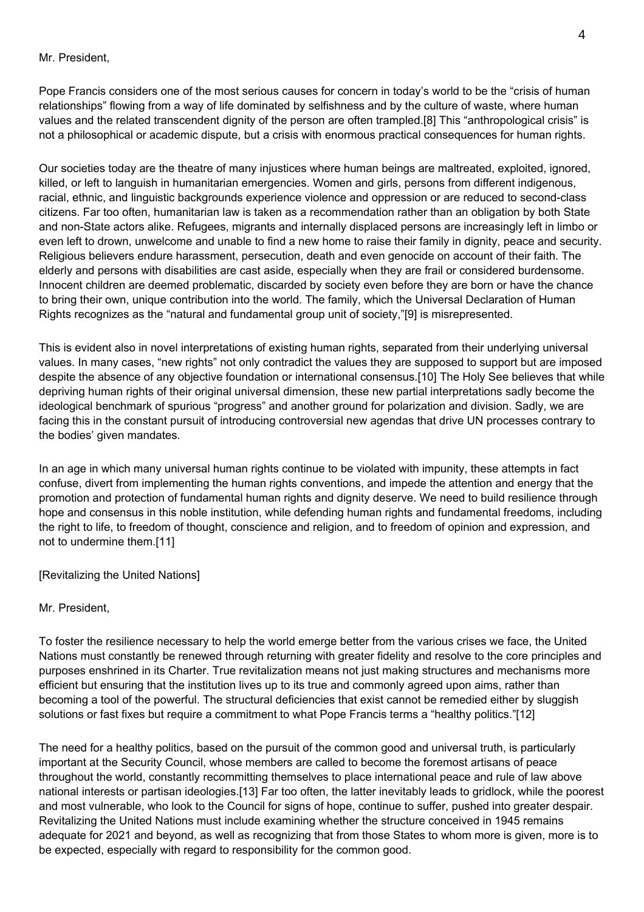Mr. President,

Pope Francis considers one of the most serious causes for concern in today's world to be the "crisis of human relationships" flowing from a way of life dominated by selfishness and by the culture of waste, where human values and the related transcendent dignity of the person are often trampled.[8] This "anthropological crisis" is not a philosophical or academic dispute, but a crisis with enormous practical consequences for human rights.

Our societies today are the theatre of many injustices where human beings are maltreated, exploited, ignored, killed, or left to languish in humanitarian emergencies. Women and girls, persons from different indigenous, racial, ethnic, and linguistic backgrounds experience violence and oppression or are reduced to second-class citizens. Far too often, humanitarian law is taken as a recommendation rather than an obligation by both State and non-State actors alike. Refugees, migrants and internally displaced persons are increasingly left in limbo or even left to drown, unwelcome and unable to find a new home to raise their family in dignity, peace and security. Religious believers endure harassment, persecution, death and even genocide on account of their faith. The elderly and persons with disabilities are cast aside, especially when they are frail or considered burdensome. Innocent children are deemed problematic, discarded by society even before they are born or have the chance to bring their own, unique contribution into the world. The family, which the Universal Declaration of Human Rights recognizes as the "natural and fundamental group unit of society,"[9] is misrepresented.

This is evident also in novel interpretations of existing human rights, separated from their underlying universal values. In many cases, "new rights" not only contradict the values they are supposed to support but are imposed despite the absence of any objective foundation or international consensus.[10] The Holy See believes that while depriving human rights of their original universal dimension, these new partial interpretations sadly become the ideological benchmark of spurious "progress" and another ground for polarization and division. Sadly, we are facing this in the constant pursuit of introducing controversial new agendas that drive UN processes contrary to the bodies' given mandates.

In an age in which many universal human rights continue to be violated with impunity, these attempts in fact confuse, divert from implementing the human rights conventions, and impede the attention and energy that the promotion and protection of fundamental human rights and dignity deserve. We need to build resilience through hope and consensus in this noble institution, while defending human rights and fundamental freedoms, including the right to life, to freedom of thought, conscience and religion, and to freedom of opinion and expression, and not to undermine them.[11]

[Revitalizing the United Nations]

Mr. President,

To foster the resilience necessary to help the world emerge better from the various crises we face, the United Nations must constantly be renewed through returning with greater fidelity and resolve to the core principles and purposes enshrined in its Charter. True revitalization means not just making structures and mechanisms more efficient but ensuring that the institution lives up to its true and commonly agreed upon aims, rather than becoming a tool of the powerful. The structural deficiencies that exist cannot be remedied either by sluggish solutions or fast fixes but require a commitment to what Pope Francis terms a "healthy politics."[12]

The need for a healthy politics, based on the pursuit of the common good and universal truth, is particularly important at the Security Council, whose members are called to become the foremost artisans of peace throughout the world, constantly recommitting themselves to place international peace and rule of law above national interests or partisan ideologies.[13] Far too often, the latter inevitably leads to gridlock, while the poorest and most vulnerable, who look to the Council for signs of hope, continue to suffer, pushed into greater despair. Revitalizing the United Nations must include examining whether the structure conceived in 1945 remains adequate for 2021 and beyond, as well as recognizing that from those States to whom more is given, more is to be expected, especially with regard to responsibility for the common good.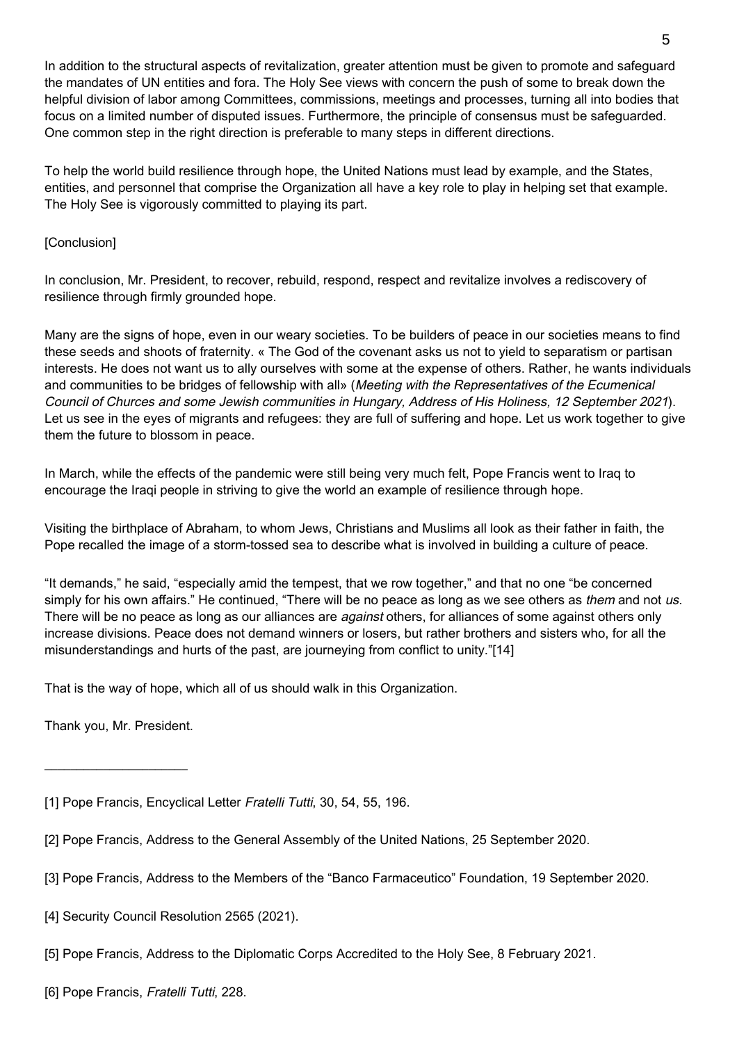In addition to the structural aspects of revitalization, greater attention must be given to promote and safeguard the mandates of UN entities and fora. The Holy See views with concern the push of some to break down the helpful division of labor among Committees, commissions, meetings and processes, turning all into bodies that focus on a limited number of disputed issues. Furthermore, the principle of consensus must be safeguarded. One common step in the right direction is preferable to many steps in different directions.

To help the world build resilience through hope, the United Nations must lead by example, and the States, entities, and personnel that comprise the Organization all have a key role to play in helping set that example. The Holy See is vigorously committed to playing its part.

[Conclusion]

In conclusion, Mr. President, to recover, rebuild, respond, respect and revitalize involves a rediscovery of resilience through firmly grounded hope.

Many are the signs of hope, even in our weary societies. To be builders of peace in our societies means to find these seeds and shoots of fraternity. « The God of the covenant asks us not to yield to separatism or partisan interests. He does not want us to ally ourselves with some at the expense of others. Rather, he wants individuals and communities to be bridges of fellowship with all» (*Meeting with the Representatives of the Ecumenical Council of Churces and some Jewish communities in Hungary, Address of His Holiness, 12 September 2021*). Let us see in the eyes of migrants and refugees: they are full of suffering and hope. Let us work together to give them the future to blossom in peace.

In March, while the effects of the pandemic were still being very much felt, Pope Francis went to Iraq to encourage the Iraqi people in striving to give the world an example of resilience through hope.

Visiting the birthplace of Abraham, to whom Jews, Christians and Muslims all look as their father in faith, the Pope recalled the image of a storm-tossed sea to describe what is involved in building a culture of peace.

"It demands," he said, "especially amid the tempest, that we row together," and that no one "be concerned simply for his own affairs." He continued, "There will be no peace as long as we see others as *them* and not *us*. There will be no peace as long as our alliances are *against* others, for alliances of some against others only increase divisions. Peace does not demand winners or losers, but rather brothers and sisters who, for all the misunderstandings and hurts of the past, are journeying from conflict to unity."[14]

That is the way of hope, which all of us should walk in this Organization.

Thank you, Mr. President.

---

[1] Pope Francis, Encyclical Letter *Fratelli Tutti*, 30, 54, 55, 196.

[2] Pope Francis, Address to the General Assembly of the United Nations, 25 September 2020.

[3] Pope Francis, Address to the Members of the "Banco Farmaceutico" Foundation, 19 September 2020.

[4] Security Council Resolution 2565 (2021).

[5] Pope Francis, Address to the Diplomatic Corps Accredited to the Holy See, 8 February 2021.

[6] Pope Francis, *Fratelli Tutti*, 228.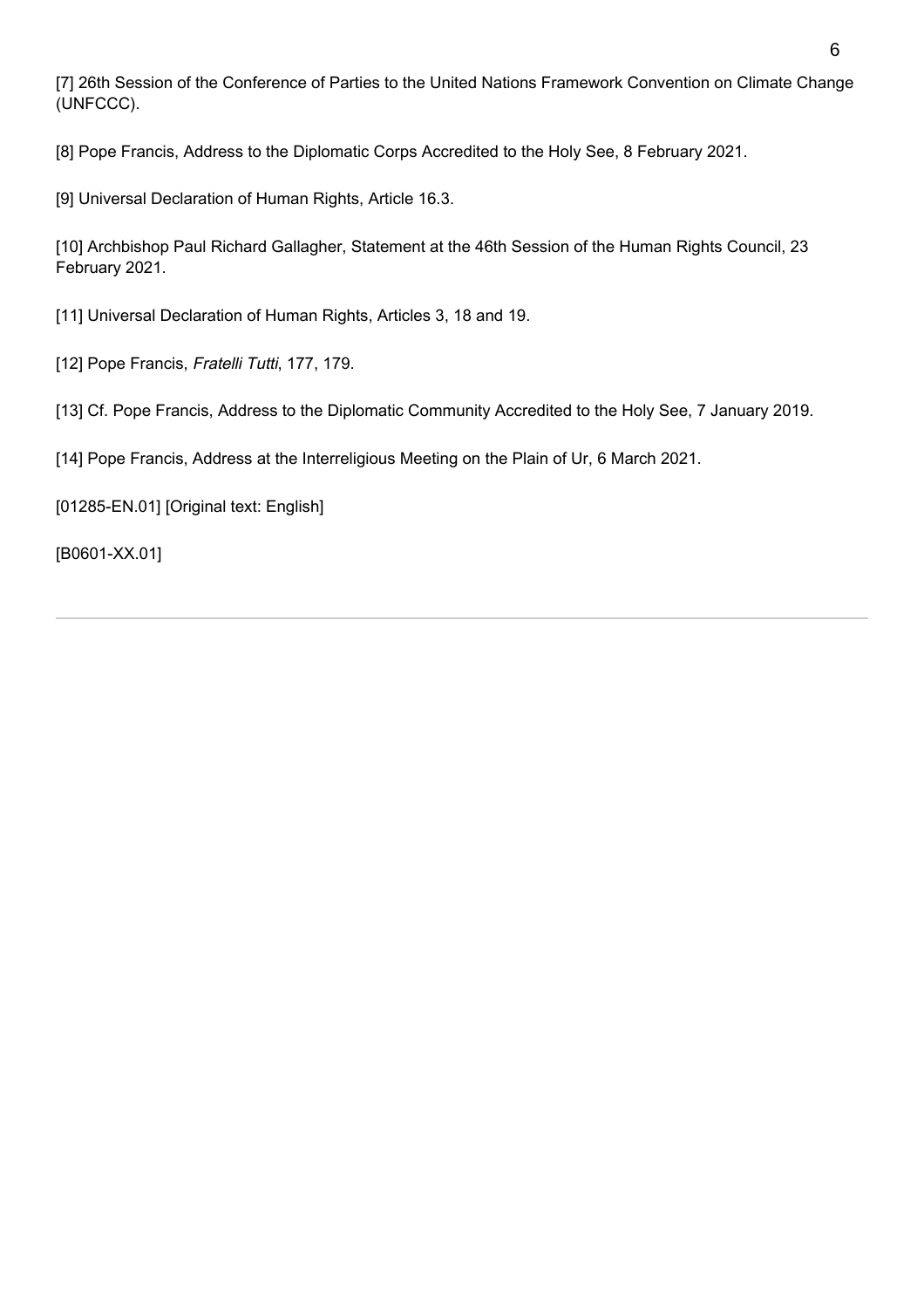[7] 26th Session of the Conference of Parties to the United Nations Framework Convention on Climate Change (UNFCCC).

[8] Pope Francis, Address to the Diplomatic Corps Accredited to the Holy See, 8 February 2021.

[9] Universal Declaration of Human Rights, Article 16.3.

[10] Archbishop Paul Richard Gallagher, Statement at the 46th Session of the Human Rights Council, 23 February 2021.

[11] Universal Declaration of Human Rights, Articles 3, 18 and 19.

[12] Pope Francis, *Fratelli Tutti*, 177, 179.

[13] Cf. Pope Francis, Address to the Diplomatic Community Accredited to the Holy See, 7 January 2019.

[14] Pope Francis, Address at the Interreligious Meeting on the Plain of Ur, 6 March 2021.

[01285-EN.01] [Original text: English]

[B0601-XX.01]

---